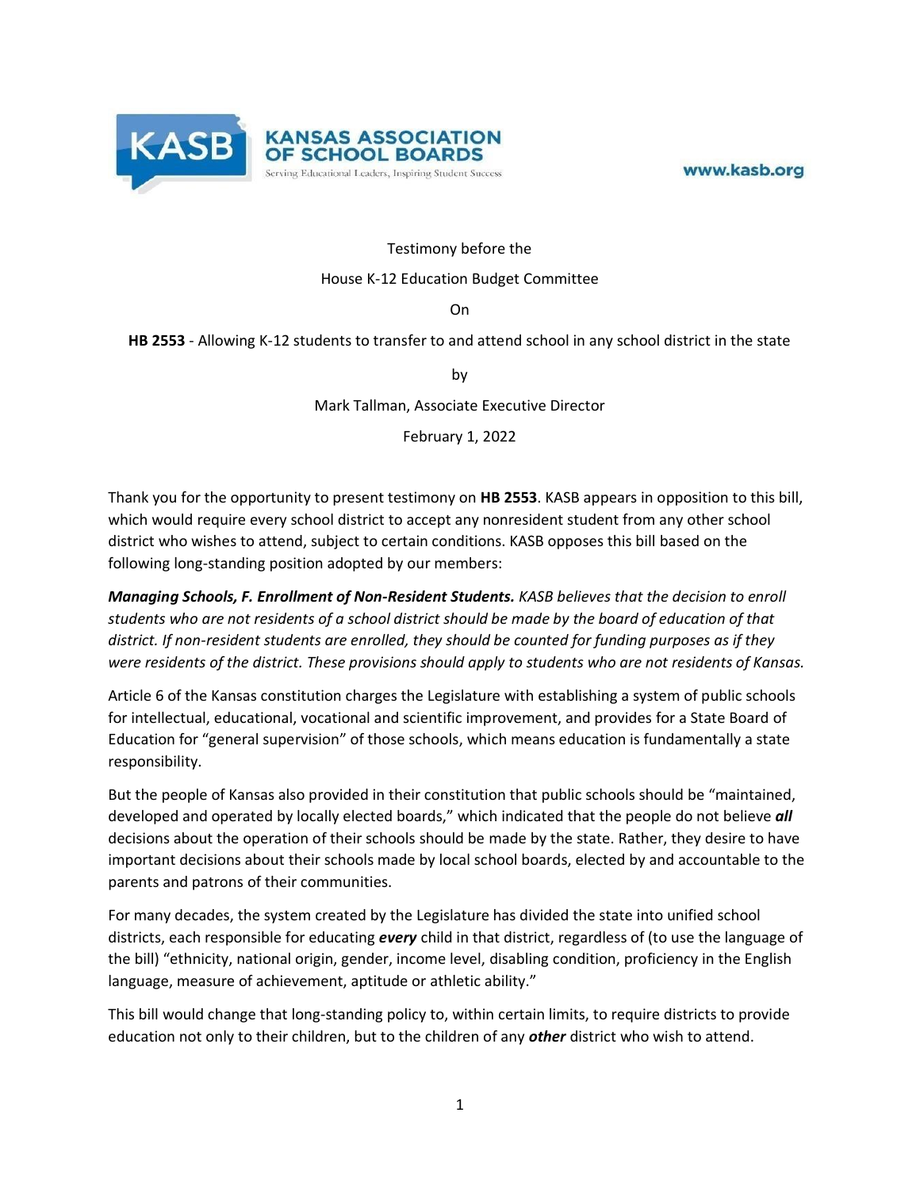KANSAS ASSOCIATION OF SCHOOL BOARDS

Serving Educational Leaders, Inspiring Student Success

www.kasb.org

Testimony before the

House K-12 Education Budget Committee

On

**HB 2553** - Allowing K-12 students to transfer to and attend school in any school district in the state

by

Mark Tallman, Associate Executive Director

February 1, 2022

Thank you for the opportunity to present testimony on **HB 2553**. KASB appears in opposition to this bill, which would require every school district to accept any nonresident student from any other school district who wishes to attend, subject to certain conditions. KASB opposes this bill based on the following long-standing position adopted by our members:

***Managing Schools, F. Enrollment of Non-Resident Students.*** *KASB believes that the decision to enroll students who are not residents of a school district should be made by the board of education of that district. If non-resident students are enrolled, they should be counted for funding purposes as if they were residents of the district. These provisions should apply to students who are not residents of Kansas.*

Article 6 of the Kansas constitution charges the Legislature with establishing a system of public schools for intellectual, educational, vocational and scientific improvement, and provides for a State Board of Education for "general supervision" of those schools, which means education is fundamentally a state responsibility.

But the people of Kansas also provided in their constitution that public schools should be "maintained, developed and operated by locally elected boards," which indicated that the people do not believe ***all*** decisions about the operation of their schools should be made by the state. Rather, they desire to have important decisions about their schools made by local school boards, elected by and accountable to the parents and patrons of their communities.

For many decades, the system created by the Legislature has divided the state into unified school districts, each responsible for educating ***every*** child in that district, regardless of (to use the language of the bill) "ethnicity, national origin, gender, income level, disabling condition, proficiency in the English language, measure of achievement, aptitude or athletic ability."

This bill would change that long-standing policy to, within certain limits, to require districts to provide education not only to their children, but to the children of any ***other*** district who wish to attend.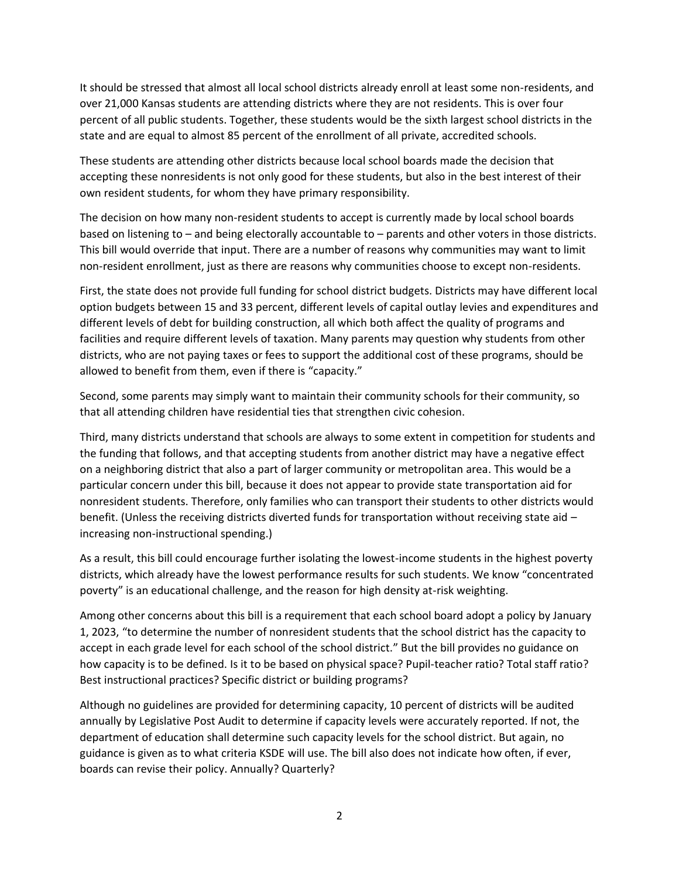It should be stressed that almost all local school districts already enroll at least some non-residents, and over 21,000 Kansas students are attending districts where they are not residents. This is over four percent of all public students. Together, these students would be the sixth largest school districts in the state and are equal to almost 85 percent of the enrollment of all private, accredited schools.

These students are attending other districts because local school boards made the decision that accepting these nonresidents is not only good for these students, but also in the best interest of their own resident students, for whom they have primary responsibility.

The decision on how many non-resident students to accept is currently made by local school boards based on listening to – and being electorally accountable to – parents and other voters in those districts. This bill would override that input. There are a number of reasons why communities may want to limit non-resident enrollment, just as there are reasons why communities choose to except non-residents.

First, the state does not provide full funding for school district budgets. Districts may have different local option budgets between 15 and 33 percent, different levels of capital outlay levies and expenditures and different levels of debt for building construction, all which both affect the quality of programs and facilities and require different levels of taxation. Many parents may question why students from other districts, who are not paying taxes or fees to support the additional cost of these programs, should be allowed to benefit from them, even if there is "capacity."

Second, some parents may simply want to maintain their community schools for their community, so that all attending children have residential ties that strengthen civic cohesion.

Third, many districts understand that schools are always to some extent in competition for students and the funding that follows, and that accepting students from another district may have a negative effect on a neighboring district that also a part of larger community or metropolitan area. This would be a particular concern under this bill, because it does not appear to provide state transportation aid for nonresident students. Therefore, only families who can transport their students to other districts would benefit. (Unless the receiving districts diverted funds for transportation without receiving state aid – increasing non-instructional spending.)

As a result, this bill could encourage further isolating the lowest-income students in the highest poverty districts, which already have the lowest performance results for such students. We know "concentrated poverty" is an educational challenge, and the reason for high density at-risk weighting.

Among other concerns about this bill is a requirement that each school board adopt a policy by January 1, 2023, "to determine the number of nonresident students that the school district has the capacity to accept in each grade level for each school of the school district." But the bill provides no guidance on how capacity is to be defined. Is it to be based on physical space? Pupil-teacher ratio? Total staff ratio? Best instructional practices? Specific district or building programs?

Although no guidelines are provided for determining capacity, 10 percent of districts will be audited annually by Legislative Post Audit to determine if capacity levels were accurately reported. If not, the department of education shall determine such capacity levels for the school district. But again, no guidance is given as to what criteria KSDE will use. The bill also does not indicate how often, if ever, boards can revise their policy. Annually? Quarterly?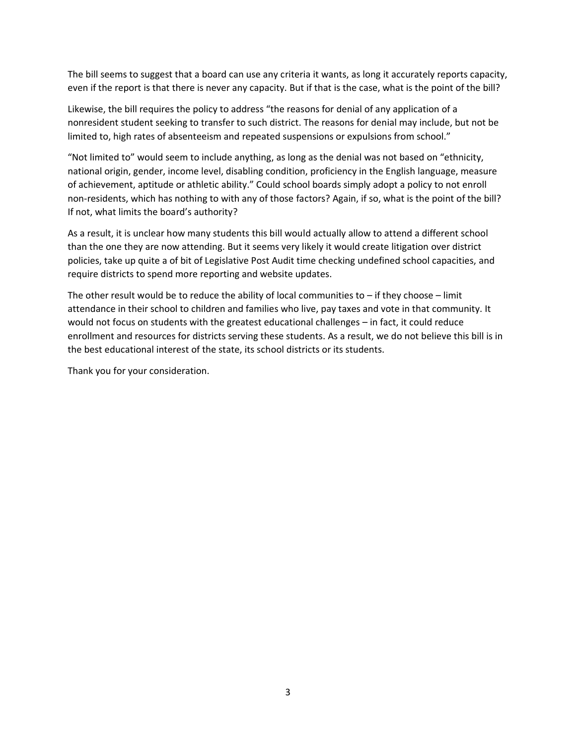The bill seems to suggest that a board can use any criteria it wants, as long it accurately reports capacity, even if the report is that there is never any capacity. But if that is the case, what is the point of the bill?

Likewise, the bill requires the policy to address "the reasons for denial of any application of a nonresident student seeking to transfer to such district. The reasons for denial may include, but not be limited to, high rates of absenteeism and repeated suspensions or expulsions from school."

"Not limited to" would seem to include anything, as long as the denial was not based on "ethnicity, national origin, gender, income level, disabling condition, proficiency in the English language, measure of achievement, aptitude or athletic ability." Could school boards simply adopt a policy to not enroll non-residents, which has nothing to with any of those factors? Again, if so, what is the point of the bill? If not, what limits the board's authority?

As a result, it is unclear how many students this bill would actually allow to attend a different school than the one they are now attending. But it seems very likely it would create litigation over district policies, take up quite a of bit of Legislative Post Audit time checking undefined school capacities, and require districts to spend more reporting and website updates.

The other result would be to reduce the ability of local communities to – if they choose – limit attendance in their school to children and families who live, pay taxes and vote in that community. It would not focus on students with the greatest educational challenges – in fact, it could reduce enrollment and resources for districts serving these students. As a result, we do not believe this bill is in the best educational interest of the state, its school districts or its students.

Thank you for your consideration.